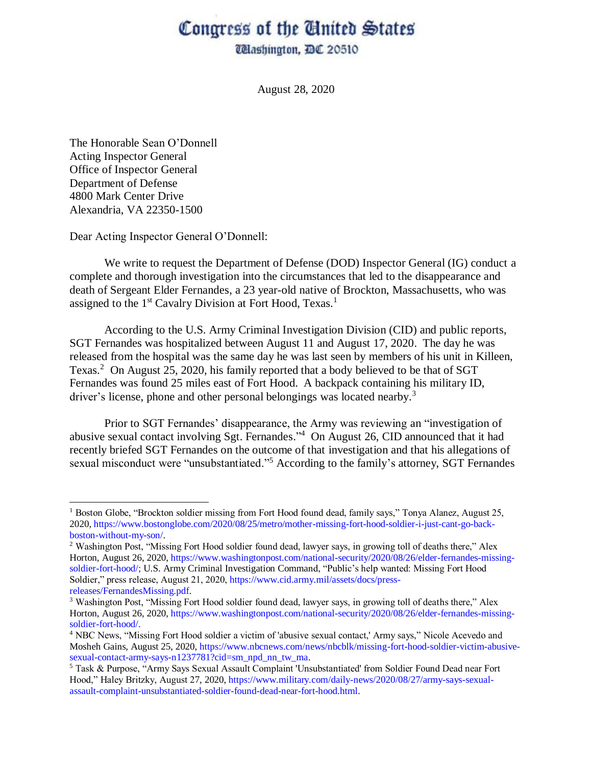# Congress of the United States

Washington, DC 20510

August 28, 2020

The Honorable Sean O'Donnell
Acting Inspector General
Office of Inspector General
Department of Defense
4800 Mark Center Drive
Alexandria, VA 22350-1500

Dear Acting Inspector General O'Donnell:

We write to request the Department of Defense (DOD) Inspector General (IG) conduct a complete and thorough investigation into the circumstances that led to the disappearance and death of Sergeant Elder Fernandes, a 23 year-old native of Brockton, Massachusetts, who was assigned to the 1st Cavalry Division at Fort Hood, Texas.[1]

According to the U.S. Army Criminal Investigation Division (CID) and public reports, SGT Fernandes was hospitalized between August 11 and August 17, 2020. The day he was released from the hospital was the same day he was last seen by members of his unit in Killeen, Texas.[2] On August 25, 2020, his family reported that a body believed to be that of SGT Fernandes was found 25 miles east of Fort Hood. A backpack containing his military ID, driver's license, phone and other personal belongings was located nearby.[3]

Prior to SGT Fernandes' disappearance, the Army was reviewing an "investigation of abusive sexual contact involving Sgt. Fernandes."[4] On August 26, CID announced that it had recently briefed SGT Fernandes on the outcome of that investigation and that his allegations of sexual misconduct were "unsubstantiated."[5] According to the family's attorney, SGT Fernandes

---

[1] Boston Globe, "Brockton soldier missing from Fort Hood found dead, family says," Tonya Alanez, August 25, 2020, https://www.bostonglobe.com/2020/08/25/metro/mother-missing-fort-hood-soldier-i-just-cant-go-back-boston-without-my-son/.

[2] Washington Post, "Missing Fort Hood soldier found dead, lawyer says, in growing toll of deaths there," Alex Horton, August 26, 2020, https://www.washingtonpost.com/national-security/2020/08/26/elder-fernandes-missing-soldier-fort-hood/; U.S. Army Criminal Investigation Command, "Public's help wanted: Missing Fort Hood Soldier," press release, August 21, 2020, https://www.cid.army.mil/assets/docs/press-releases/FernandesMissing.pdf.

[3] Washington Post, "Missing Fort Hood soldier found dead, lawyer says, in growing toll of deaths there," Alex Horton, August 26, 2020, https://www.washingtonpost.com/national-security/2020/08/26/elder-fernandes-missing-soldier-fort-hood/.

[4] NBC News, "Missing Fort Hood soldier a victim of 'abusive sexual contact,' Army says," Nicole Acevedo and Mosheh Gains, August 25, 2020, https://www.nbcnews.com/news/nbcblk/missing-fort-hood-soldier-victim-abusive-sexual-contact-army-says-n1237781?cid=sm_npd_nn_tw_ma.

[5] Task & Purpose, "Army Says Sexual Assault Complaint 'Unsubstantiated' from Soldier Found Dead near Fort Hood," Haley Britzky, August 27, 2020, https://www.military.com/daily-news/2020/08/27/army-says-sexual-assault-complaint-unsubstantiated-soldier-found-dead-near-fort-hood.html.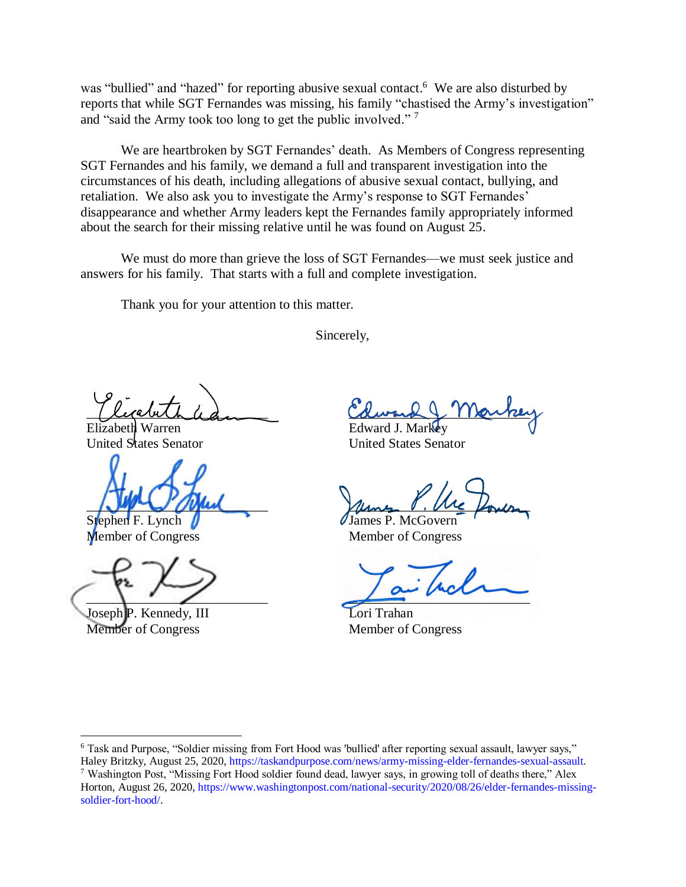was “bullied” and “hazed” for reporting abusive sexual contact.[6] We are also disturbed by reports that while SGT Fernandes was missing, his family “chastised the Army’s investigation” and “said the Army took too long to get the public involved.”[7]

We are heartbroken by SGT Fernandes’ death. As Members of Congress representing SGT Fernandes and his family, we demand a full and transparent investigation into the circumstances of his death, including allegations of abusive sexual contact, bullying, and retaliation. We also ask you to investigate the Army’s response to SGT Fernandes’ disappearance and whether Army leaders kept the Fernandes family appropriately informed about the search for their missing relative until he was found on August 25.

We must do more than grieve the loss of SGT Fernandes—we must seek justice and answers for his family. That starts with a full and complete investigation.

Thank you for your attention to this matter.

Sincerely,

Elizabeth Warren
United States Senator

Edward J. Markey
United States Senator

Stephen F. Lynch
Member of Congress

James P. McGovern
Member of Congress

Joseph P. Kennedy, III
Member of Congress

Lori Trahan
Member of Congress

---

[6] Task and Purpose, “Soldier missing from Fort Hood was 'bullied' after reporting sexual assault, lawyer says,” Haley Britzky, August 25, 2020, https://taskandpurpose.com/news/army-missing-elder-fernandes-sexual-assault.

[7] Washington Post, “Missing Fort Hood soldier found dead, lawyer says, in growing toll of deaths there,” Alex Horton, August 26, 2020, https://www.washingtonpost.com/national-security/2020/08/26/elder-fernandes-missing-soldier-fort-hood/.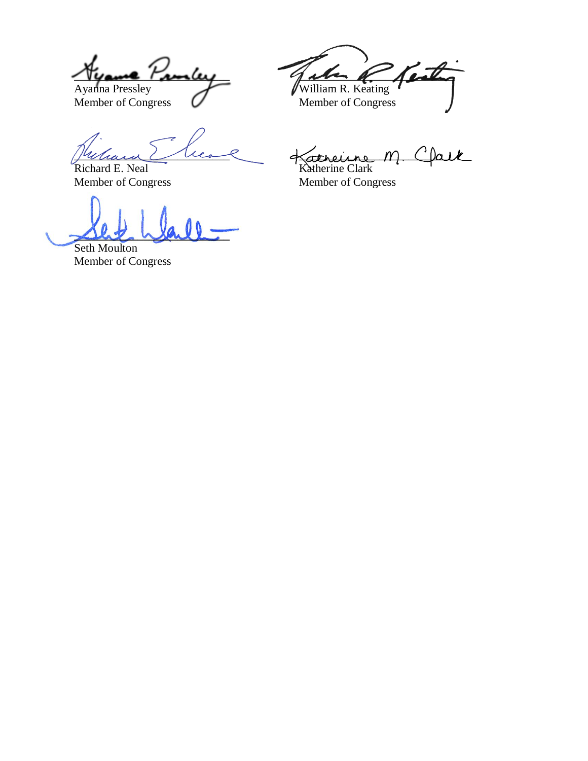Ayanna Pressley
Member of Congress

William R. Keating
Member of Congress

Richard E. Neal
Member of Congress

Katherine Clark
Member of Congress

Seth Moulton
Member of Congress